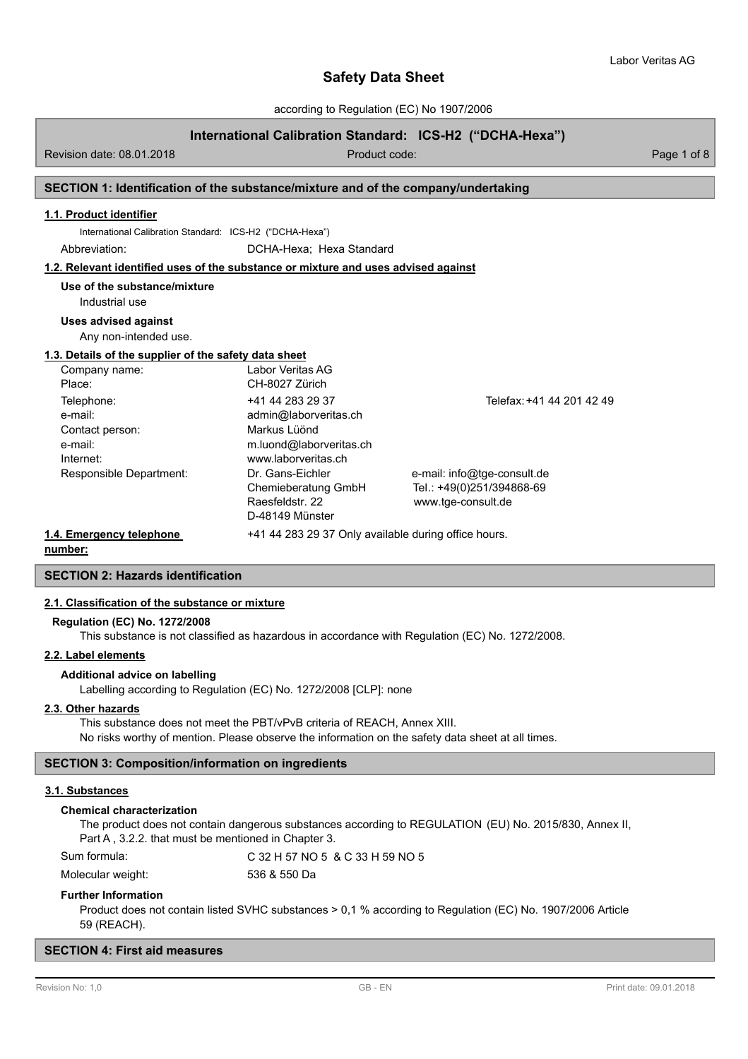# Safety Data Sheet

according to Regulation (EC) No 1907/2006

**International Calibration Standard: ICS-H2 ("DCHA-Hexa")**

Revision date: 08.01.2018 Product code:

## SECTION 1: Identification of the substance/mixture and of the company/undertaking

### 1.1. Product identifier

International Calibration Standard: ICS-H2 ("DCHA-Hexa")

Abbreviation: DCHA-Hexa; Hexa Standard

### 1.2. Relevant identified uses of the substance or mixture and uses advised against

**Use of the substance/mixture**

Industrial use

**Uses advised against**

Any non-intended use.

### 1.3. Details of the supplier of the safety data sheet

| | | |
|---|---|---|
| Company name: | Labor Veritas AG | |
| Place: | CH-8027 Zürich | |
| Telephone: | +41 44 283 29 37 | Telefax: +41 44 201 42 49 |
| e-mail: | admin@laborveritas.ch | |
| Contact person: | Markus Lüönd | |
| e-mail: | m.luond@laborveritas.ch | |
| Internet: | www.laborveritas.ch | |
| Responsible Department: | Dr. Gans-Eichler Chemieberatung GmbH Raesfeldstr. 22 D-48149 Münster | e-mail: info@tge-consult.de Tel.: +49(0)251/394868-69 www.tge-consult.de |

### 1.4. Emergency telephone number:

+41 44 283 29 37 Only available during office hours.

## SECTION 2: Hazards identification

### 2.1. Classification of the substance or mixture

**Regulation (EC) No. 1272/2008**

This substance is not classified as hazardous in accordance with Regulation (EC) No. 1272/2008.

### 2.2. Label elements

**Additional advice on labelling**

Labelling according to Regulation (EC) No. 1272/2008 [CLP]: none

### 2.3. Other hazards

This substance does not meet the PBT/vPvB criteria of REACH, Annex XIII.

No risks worthy of mention. Please observe the information on the safety data sheet at all times.

## SECTION 3: Composition/information on ingredients

### 3.1. Substances

**Chemical characterization**

The product does not contain dangerous substances according to REGULATION (EU) No. 2015/830, Annex II, Part A , 3.2.2. that must be mentioned in Chapter 3.

Sum formula: $C_{32}H_{57}NO_5$ & $C_{33}H_{59}NO_5$

Molecular weight: 536 & 550 Da

**Further Information**

Product does not contain listed SVHC substances > 0,1 % according to Regulation (EC) No. 1907/2006 Article 59 (REACH).

## SECTION 4: First aid measures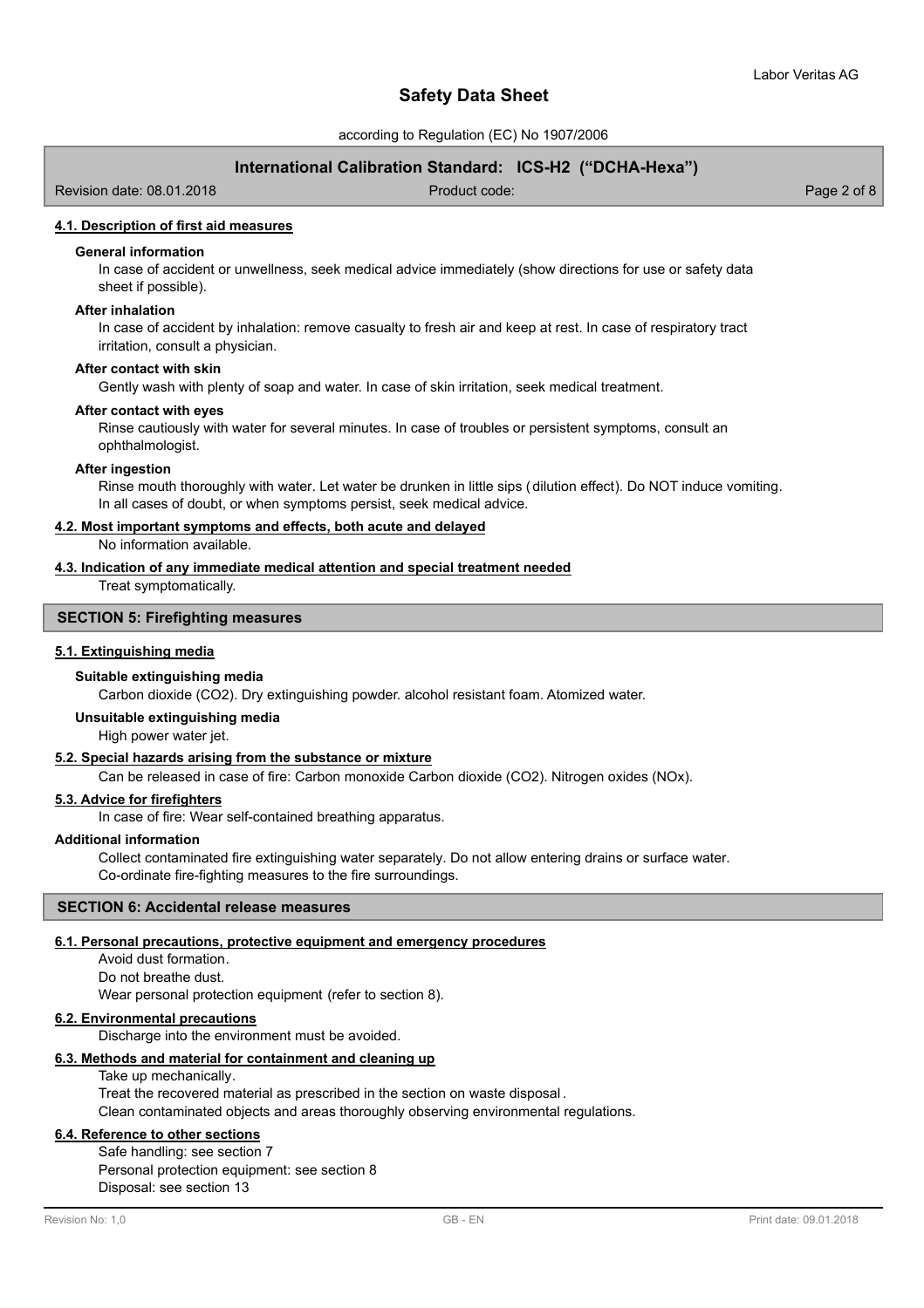#### 4.1. Description of first aid measures

**General information**

In case of accident or unwellness, seek medical advice immediately (show directions for use or safety data sheet if possible).

**After inhalation**

In case of accident by inhalation: remove casualty to fresh air and keep at rest. In case of respiratory tract irritation, consult a physician.

**After contact with skin**

Gently wash with plenty of soap and water. In case of skin irritation, seek medical treatment.

**After contact with eyes**

Rinse cautiously with water for several minutes. In case of troubles or persistent symptoms, consult an ophthalmologist.

**After ingestion**

Rinse mouth thoroughly with water. Let water be drunken in little sips (dilution effect). Do NOT induce vomiting. In all cases of doubt, or when symptoms persist, seek medical advice.

#### 4.2. Most important symptoms and effects, both acute and delayed

No information available.

#### 4.3. Indication of any immediate medical attention and special treatment needed

Treat symptomatically.

## SECTION 5: Firefighting measures

#### 5.1. Extinguishing media

**Suitable extinguishing media**

Carbon dioxide ($CO_2$). Dry extinguishing powder. alcohol resistant foam. Atomized water.

**Unsuitable extinguishing media**

High power water jet.

#### 5.2. Special hazards arising from the substance or mixture

Can be released in case of fire: Carbon monoxide Carbon dioxide ($CO_2$). Nitrogen oxides ($NO_x$).

#### 5.3. Advice for firefighters

In case of fire: Wear self-contained breathing apparatus.

**Additional information**

Collect contaminated fire extinguishing water separately. Do not allow entering drains or surface water. Co-ordinate fire-fighting measures to the fire surroundings.

## SECTION 6: Accidental release measures

#### 6.1. Personal precautions, protective equipment and emergency procedures

Avoid dust formation.
Do not breathe dust.
Wear personal protection equipment (refer to section 8).

#### 6.2. Environmental precautions

Discharge into the environment must be avoided.

#### 6.3. Methods and material for containment and cleaning up

Take up mechanically.
Treat the recovered material as prescribed in the section on waste disposal.
Clean contaminated objects and areas thoroughly observing environmental regulations.

#### 6.4. Reference to other sections

Safe handling: see section 7
Personal protection equipment: see section 8
Disposal: see section 13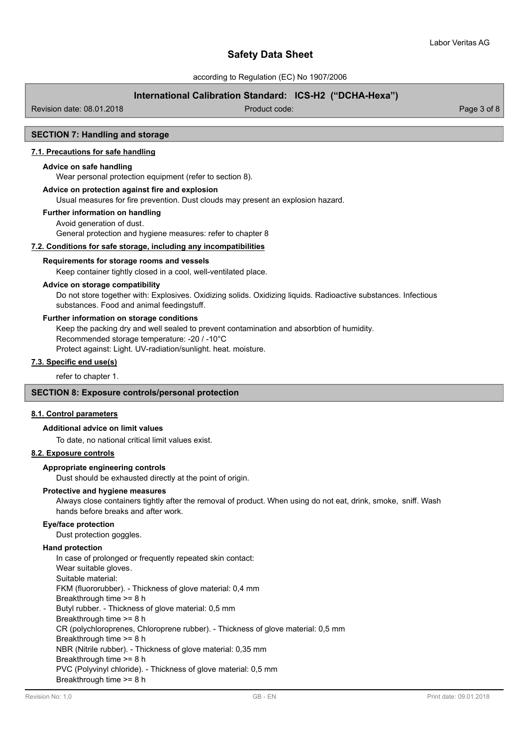## SECTION 7: Handling and storage

### 7.1. Precautions for safe handling

**Advice on safe handling**

Wear personal protection equipment (refer to section 8).

**Advice on protection against fire and explosion**

Usual measures for fire prevention. Dust clouds may present an explosion hazard.

**Further information on handling**

Avoid generation of dust.
General protection and hygiene measures: refer to chapter 8

### 7.2. Conditions for safe storage, including any incompatibilities

**Requirements for storage rooms and vessels**

Keep container tightly closed in a cool, well-ventilated place.

**Advice on storage compatibility**

Do not store together with: Explosives. Oxidizing solids. Oxidizing liquids. Radioactive substances. Infectious substances. Food and animal feedingstuff.

**Further information on storage conditions**

Keep the packing dry and well sealed to prevent contamination and absorbtion of humidity.
Recommended storage temperature: -20 / -10°C
Protect against: Light. UV-radiation/sunlight. heat. moisture.

### 7.3. Specific end use(s)

refer to chapter 1.

## SECTION 8: Exposure controls/personal protection

### 8.1. Control parameters

**Additional advice on limit values**

To date, no national critical limit values exist.

### 8.2. Exposure controls

**Appropriate engineering controls**

Dust should be exhausted directly at the point of origin.

**Protective and hygiene measures**

Always close containers tightly after the removal of product. When using do not eat, drink, smoke, sniff. Wash hands before breaks and after work.

**Eye/face protection**

Dust protection goggles.

**Hand protection**

In case of prolonged or frequently repeated skin contact:
Wear suitable gloves.
Suitable material:
FKM (fluororubber). - Thickness of glove material: 0,4 mm
Breakthrough time >= 8 h
Butyl rubber. - Thickness of glove material: 0,5 mm
Breakthrough time >= 8 h
CR (polychloroprenes, Chloroprene rubber). - Thickness of glove material: 0,5 mm
Breakthrough time >= 8 h
NBR (Nitrile rubber). - Thickness of glove material: 0,35 mm
Breakthrough time >= 8 h
PVC (Polyvinyl chloride). - Thickness of glove material: 0,5 mm
Breakthrough time >= 8 h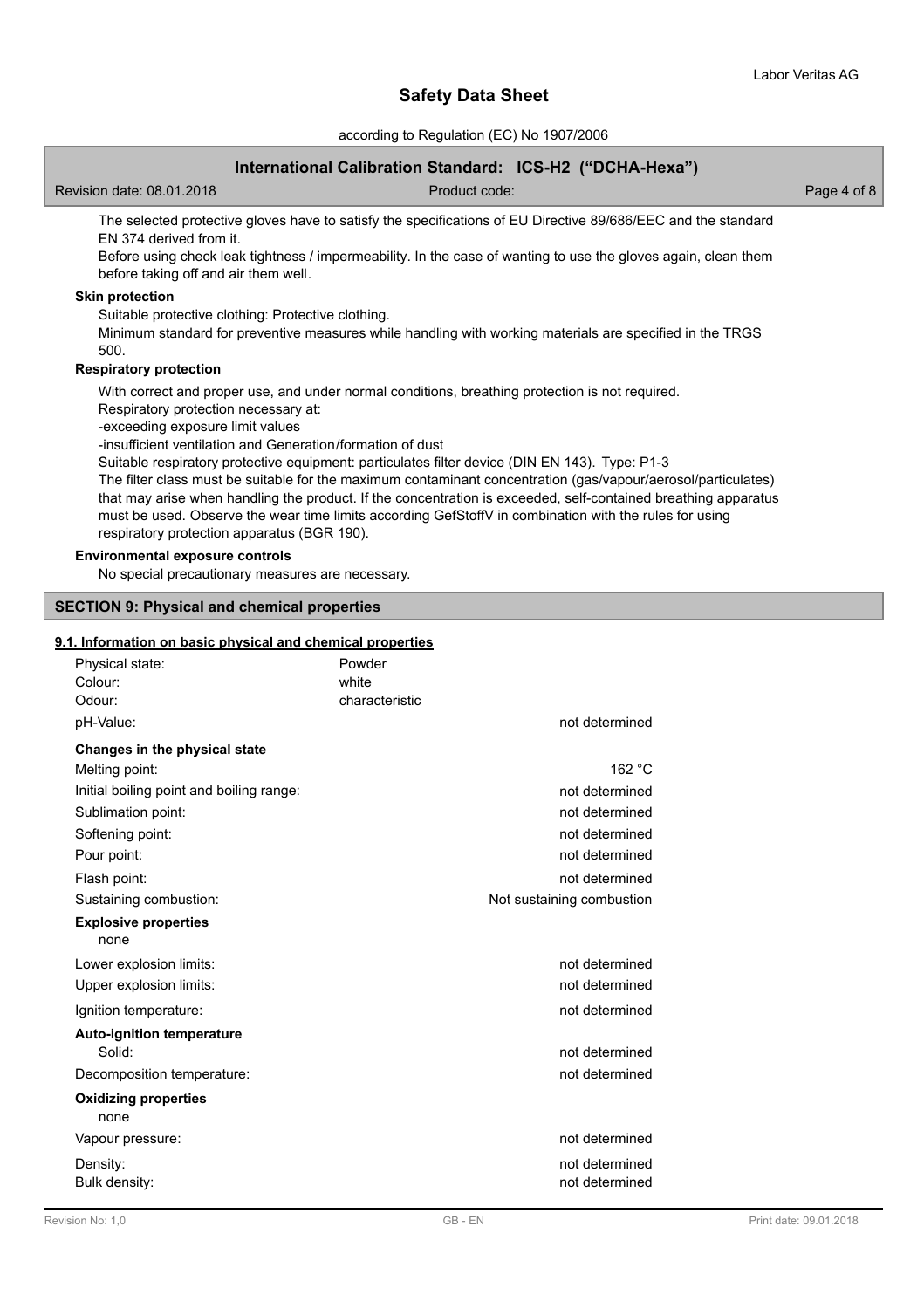The selected protective gloves have to satisfy the specifications of EU Directive 89/686/EEC and the standard EN 374 derived from it.

Before using check leak tightness / impermeability. In the case of wanting to use the gloves again, clean them before taking off and air them well.

**Skin protection**

Suitable protective clothing: Protective clothing.

Minimum standard for preventive measures while handling with working materials are specified in the TRGS 500.

**Respiratory protection**

With correct and proper use, and under normal conditions, breathing protection is not required.

Respiratory protection necessary at:

-exceeding exposure limit values

-insufficient ventilation and Generation/formation of dust

Suitable respiratory protective equipment: particulates filter device (DIN EN 143). Type: P1-3

The filter class must be suitable for the maximum contaminant concentration (gas/vapour/aerosol/particulates) that may arise when handling the product. If the concentration is exceeded, self-contained breathing apparatus must be used. Observe the wear time limits according GefStoffV in combination with the rules for using respiratory protection apparatus (BGR 190).

**Environmental exposure controls**

No special precautionary measures are necessary.

## SECTION 9: Physical and chemical properties

### 9.1. Information on basic physical and chemical properties

| | | |
|---|---|---|
| Physical state: | Powder | |
| Colour: | white | |
| Odour: | characteristic | |
| pH-Value: | | not determined |
| **Changes in the physical state** | | |
| Melting point: | | 162 °C |
| Initial boiling point and boiling range: | | not determined |
| Sublimation point: | | not determined |
| Softening point: | | not determined |
| Pour point: | | not determined |
| Flash point: | | not determined |
| Sustaining combustion: | | Not sustaining combustion |
| **Explosive properties** | | |
| none | | |
| Lower explosion limits: | | not determined |
| Upper explosion limits: | | not determined |
| Ignition temperature: | | not determined |
| **Auto-ignition temperature** | | |
| Solid: | | not determined |
| Decomposition temperature: | | not determined |
| **Oxidizing properties** | | |
| none | | |
| Vapour pressure: | | not determined |
| Density: | | not determined |
| Bulk density: | | not determined |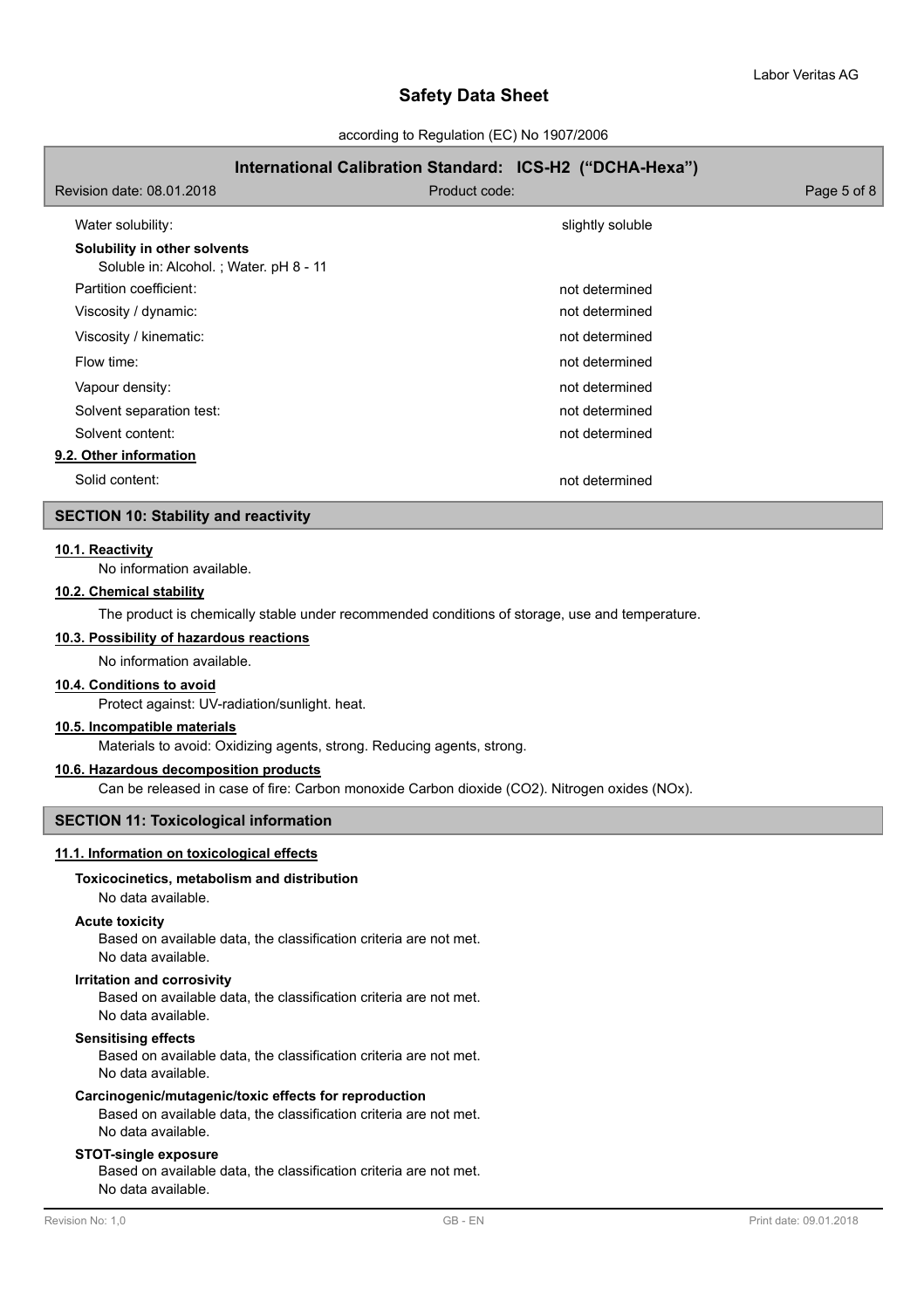| | |
|---|---|
| Water solubility: | slightly soluble |

**Solubility in other solvents**

Soluble in: Alcohol. ; Water. pH 8 - 11

| | |
|---|---|
| Partition coefficient: | not determined |
| Viscosity / dynamic: | not determined |
| Viscosity / kinematic: | not determined |
| Flow time: | not determined |
| Vapour density: | not determined |
| Solvent separation test: | not determined |
| Solvent content: | not determined |

### 9.2. Other information

| | |
|---|---|
| Solid content: | not determined |

## SECTION 10: Stability and reactivity

### 10.1. Reactivity

No information available.

### 10.2. Chemical stability

The product is chemically stable under recommended conditions of storage, use and temperature.

### 10.3. Possibility of hazardous reactions

No information available.

### 10.4. Conditions to avoid

Protect against: UV-radiation/sunlight. heat.

### 10.5. Incompatible materials

Materials to avoid: Oxidizing agents, strong. Reducing agents, strong.

### 10.6. Hazardous decomposition products

Can be released in case of fire: Carbon monoxide Carbon dioxide ($CO_2$). Nitrogen oxides (NOx).

## SECTION 11: Toxicological information

### 11.1. Information on toxicological effects

**Toxicocinetics, metabolism and distribution**

No data available.

**Acute toxicity**

Based on available data, the classification criteria are not met.
No data available.

**Irritation and corrosivity**

Based on available data, the classification criteria are not met.
No data available.

**Sensitising effects**

Based on available data, the classification criteria are not met.
No data available.

**Carcinogenic/mutagenic/toxic effects for reproduction**

Based on available data, the classification criteria are not met.
No data available.

**STOT-single exposure**

Based on available data, the classification criteria are not met.
No data available.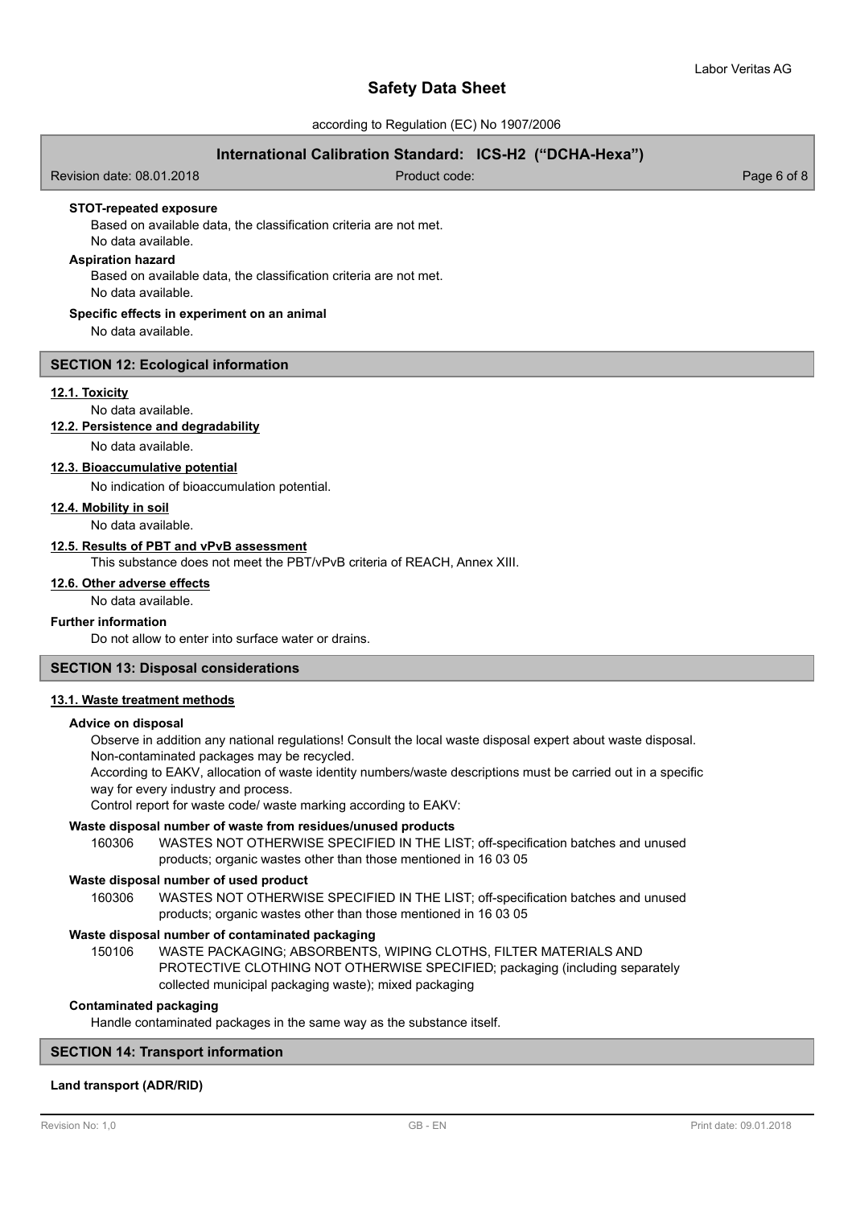#### STOT-repeated exposure

Based on available data, the classification criteria are not met.
No data available.

#### Aspiration hazard

Based on available data, the classification criteria are not met.
No data available.

#### Specific effects in experiment on an animal

No data available.

## SECTION 12: Ecological information

### 12.1. Toxicity

No data available.

### 12.2. Persistence and degradability

No data available.

### 12.3. Bioaccumulative potential

No indication of bioaccumulation potential.

### 12.4. Mobility in soil

No data available.

### 12.5. Results of PBT and vPvB assessment

This substance does not meet the PBT/vPvB criteria of REACH, Annex XIII.

### 12.6. Other adverse effects

No data available.

#### Further information

Do not allow to enter into surface water or drains.

## SECTION 13: Disposal considerations

### 13.1. Waste treatment methods

#### Advice on disposal

Observe in addition any national regulations! Consult the local waste disposal expert about waste disposal.
Non-contaminated packages may be recycled.
According to EAKV, allocation of waste identity numbers/waste descriptions must be carried out in a specific way for every industry and process.
Control report for waste code/ waste marking according to EAKV:

#### Waste disposal number of waste from residues/unused products

160306 WASTES NOT OTHERWISE SPECIFIED IN THE LIST; off-specification batches and unused products; organic wastes other than those mentioned in 16 03 05

#### Waste disposal number of used product

160306 WASTES NOT OTHERWISE SPECIFIED IN THE LIST; off-specification batches and unused products; organic wastes other than those mentioned in 16 03 05

#### Waste disposal number of contaminated packaging

150106 WASTE PACKAGING; ABSORBENTS, WIPING CLOTHS, FILTER MATERIALS AND PROTECTIVE CLOTHING NOT OTHERWISE SPECIFIED; packaging (including separately collected municipal packaging waste); mixed packaging

#### Contaminated packaging

Handle contaminated packages in the same way as the substance itself.

## SECTION 14: Transport information

#### Land transport (ADR/RID)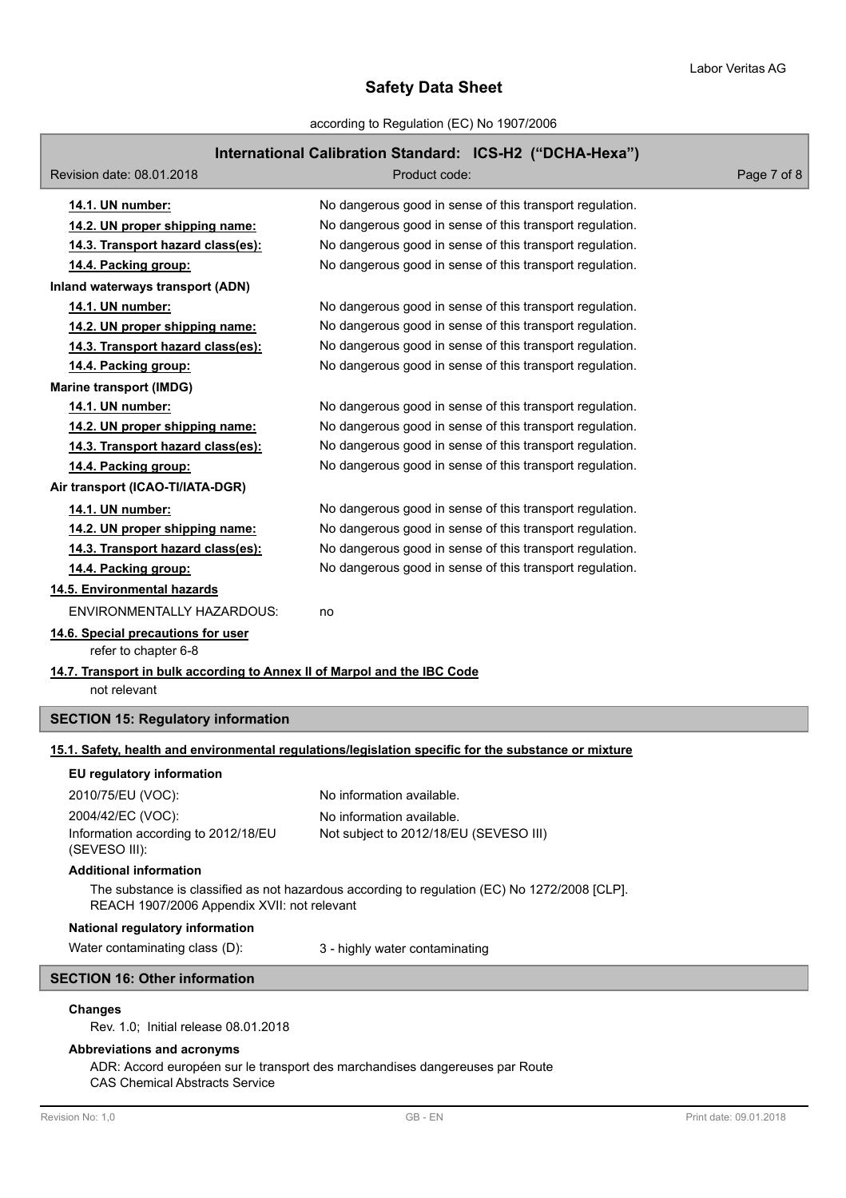| | |
|---|---|
| **14.1. UN number:** | No dangerous good in sense of this transport regulation. |
| **14.2. UN proper shipping name:** | No dangerous good in sense of this transport regulation. |
| **14.3. Transport hazard class(es):** | No dangerous good in sense of this transport regulation. |
| **14.4. Packing group:** | No dangerous good in sense of this transport regulation. |

**Inland waterways transport (ADN)**

| | |
|---|---|
| **14.1. UN number:** | No dangerous good in sense of this transport regulation. |
| **14.2. UN proper shipping name:** | No dangerous good in sense of this transport regulation. |
| **14.3. Transport hazard class(es):** | No dangerous good in sense of this transport regulation. |
| **14.4. Packing group:** | No dangerous good in sense of this transport regulation. |

**Marine transport (IMDG)**

| | |
|---|---|
| **14.1. UN number:** | No dangerous good in sense of this transport regulation. |
| **14.2. UN proper shipping name:** | No dangerous good in sense of this transport regulation. |
| **14.3. Transport hazard class(es):** | No dangerous good in sense of this transport regulation. |
| **14.4. Packing group:** | No dangerous good in sense of this transport regulation. |

**Air transport (ICAO-TI/IATA-DGR)**

| | |
|---|---|
| **14.1. UN number:** | No dangerous good in sense of this transport regulation. |
| **14.2. UN proper shipping name:** | No dangerous good in sense of this transport regulation. |
| **14.3. Transport hazard class(es):** | No dangerous good in sense of this transport regulation. |
| **14.4. Packing group:** | No dangerous good in sense of this transport regulation. |

**14.5. Environmental hazards**

ENVIRONMENTALLY HAZARDOUS: no

**14.6. Special precautions for user**

refer to chapter 6-8

**14.7. Transport in bulk according to Annex II of Marpol and the IBC Code**

not relevant

## SECTION 15: Regulatory information

**15.1. Safety, health and environmental regulations/legislation specific for the substance or mixture**

**EU regulatory information**

| | |
|---|---|
| 2010/75/EU (VOC): | No information available. |
| 2004/42/EC (VOC): | No information available. |
| Information according to 2012/18/EU (SEVESO III): | Not subject to 2012/18/EU (SEVESO III) |

**Additional information**

The substance is classified as not hazardous according to regulation (EC) No 1272/2008 [CLP].
REACH 1907/2006 Appendix XVII: not relevant

**National regulatory information**

Water contaminating class (D): 3 - highly water contaminating

## SECTION 16: Other information

**Changes**

Rev. 1.0; Initial release 08.01.2018

**Abbreviations and acronyms**

ADR: Accord européen sur le transport des marchandises dangereuses par Route
CAS Chemical Abstracts Service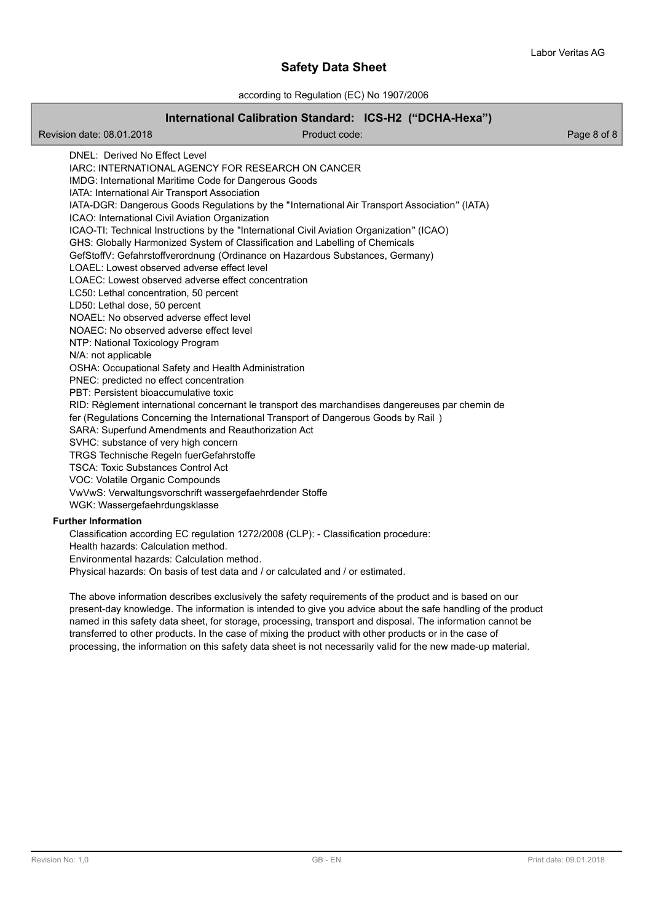DNEL: Derived No Effect Level
IARC: INTERNATIONAL AGENCY FOR RESEARCH ON CANCER
IMDG: International Maritime Code for Dangerous Goods
IATA: International Air Transport Association
IATA-DGR: Dangerous Goods Regulations by the "International Air Transport Association" (IATA)
ICAO: International Civil Aviation Organization
ICAO-TI: Technical Instructions by the "International Civil Aviation Organization" (ICAO)
GHS: Globally Harmonized System of Classification and Labelling of Chemicals
GefStoffV: Gefahrstoffverordnung (Ordinance on Hazardous Substances, Germany)
LOAEL: Lowest observed adverse effect level
LOAEC: Lowest observed adverse effect concentration
LC50: Lethal concentration, 50 percent
LD50: Lethal dose, 50 percent
NOAEL: No observed adverse effect level
NOAEC: No observed adverse effect level
NTP: National Toxicology Program
N/A: not applicable
OSHA: Occupational Safety and Health Administration
PNEC: predicted no effect concentration
PBT: Persistent bioaccumulative toxic
RID: Règlement international concernant le transport des marchandises dangereuses par chemin de fer (Regulations Concerning the International Transport of Dangerous Goods by Rail )
SARA: Superfund Amendments and Reauthorization Act
SVHC: substance of very high concern
TRGS Technische Regeln fuerGefahrstoffe
TSCA: Toxic Substances Control Act
VOC: Volatile Organic Compounds
VwVwS: Verwaltungsvorschrift wassergefaehrdender Stoffe
WGK: Wassergefaehrdungsklasse

**Further Information**

Classification according EC regulation 1272/2008 (CLP): - Classification procedure:
Health hazards: Calculation method.
Environmental hazards: Calculation method.
Physical hazards: On basis of test data and / or calculated and / or estimated.

The above information describes exclusively the safety requirements of the product and is based on our present-day knowledge. The information is intended to give you advice about the safe handling of the product named in this safety data sheet, for storage, processing, transport and disposal. The information cannot be transferred to other products. In the case of mixing the product with other products or in the case of processing, the information on this safety data sheet is not necessarily valid for the new made-up material.